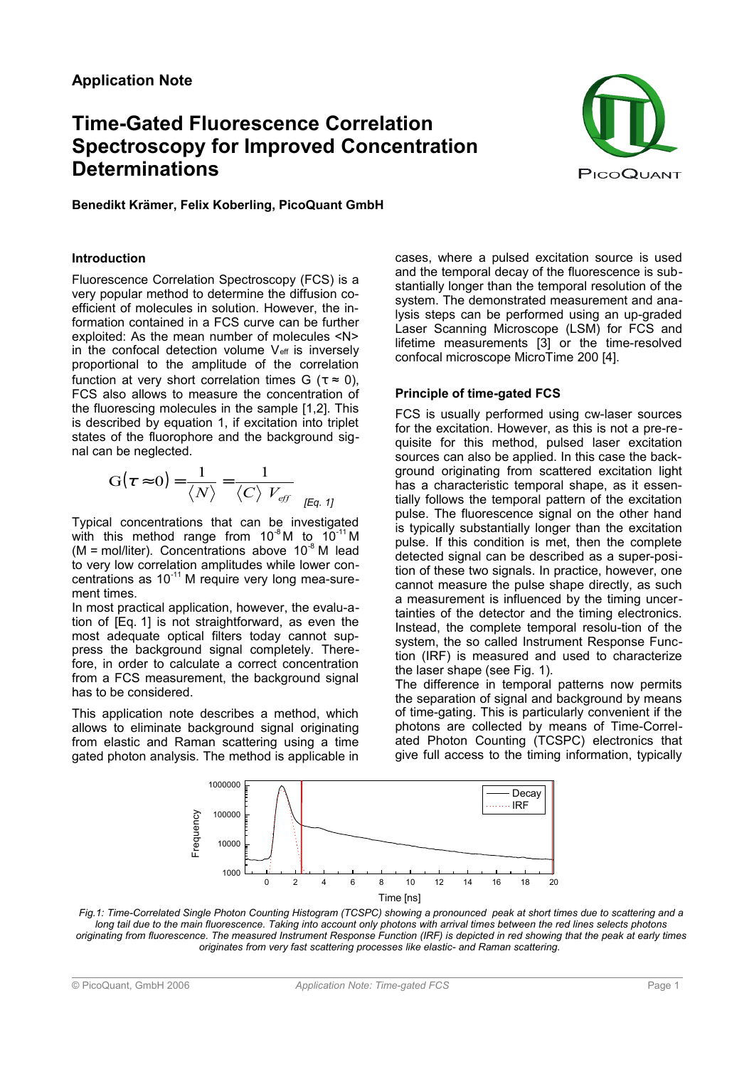Application Note

# Time-Gated Fluorescence Correlation Spectroscopy for Improved Concentration Determinations

**Benedikt Krämer, Felix Koberling, PicoQuant GmbH**

## Introduction

Fluorescence Correlation Spectroscopy (FCS) is a very popular method to determine the diffusion coefficient of molecules in solution. However, the information contained in a FCS curve can be further exploited: As the mean number of molecules <N> in the confocal detection volume $V_{eff}$ is inversely proportional to the amplitude of the correlation function at very short correlation times G ($\tau \approx 0$), FCS also allows to measure the concentration of the fluorescing molecules in the sample [1,2]. This is described by equation 1, if excitation into triplet states of the fluorophore and the background signal can be neglected.

$$G(\tau \approx 0) = \frac{1}{\langle N \rangle} = \frac{1}{\langle C \rangle \, V_{eff}} \quad \text{[Eq. 1]}$$

Typical concentrations that can be investigated with this method range from $10^{-8}$ M to $10^{-11}$ M (M = mol/liter). Concentrations above $10^{-8}$ M lead to very low correlation amplitudes while lower concentrations as $10^{-11}$ M require very long mea-surement times.

In most practical application, however, the evalu-ation of [Eq. 1] is not straightforward, as even the most adequate optical filters today cannot suppress the background signal completely. Therefore, in order to calculate a correct concentration from a FCS measurement, the background signal has to be considered.

This application note describes a method, which allows to eliminate background signal originating from elastic and Raman scattering using a time gated photon analysis. The method is applicable in cases, where a pulsed excitation source is used and the temporal decay of the fluorescence is substantially longer than the temporal resolution of the system. The demonstrated measurement and analysis steps can be performed using an up-graded Laser Scanning Microscope (LSM) for FCS and lifetime measurements [3] or the time-resolved confocal microscope MicroTime 200 [4].

## Principle of time-gated FCS

FCS is usually performed using cw-laser sources for the excitation. However, as this is not a pre-requisite for this method, pulsed laser excitation sources can also be applied. In this case the background originating from scattered excitation light has a characteristic temporal shape, as it essentially follows the temporal pattern of the excitation pulse. The fluorescence signal on the other hand is typically substantially longer than the excitation pulse. If this condition is met, then the complete detected signal can be described as a super-posi-tion of these two signals. In practice, however, one cannot measure the pulse shape directly, as such a measurement is influenced by the timing uncertainties of the detector and the timing electronics. Instead, the complete temporal resolu-tion of the system, the so called Instrument Response Function (IRF) is measured and used to characterize the laser shape (see Fig. 1).

The difference in temporal patterns now permits the separation of signal and background by means of time-gating. This is particularly convenient if the photons are collected by means of Time-Correlated Photon Counting (TCSPC) electronics that give full access to the timing information, typically

*Fig.1: Time-Correlated Single Photon Counting Histogram (TCSPC) showing a pronounced peak at short times due to scattering and a long tail due to the main fluorescence. Taking into account only photons with arrival times between the red lines selects photons originating from fluorescence. The measured Instrument Response Function (IRF) is depicted in red showing that the peak at early times originates from very fast scattering processes like elastic- and Raman scattering.*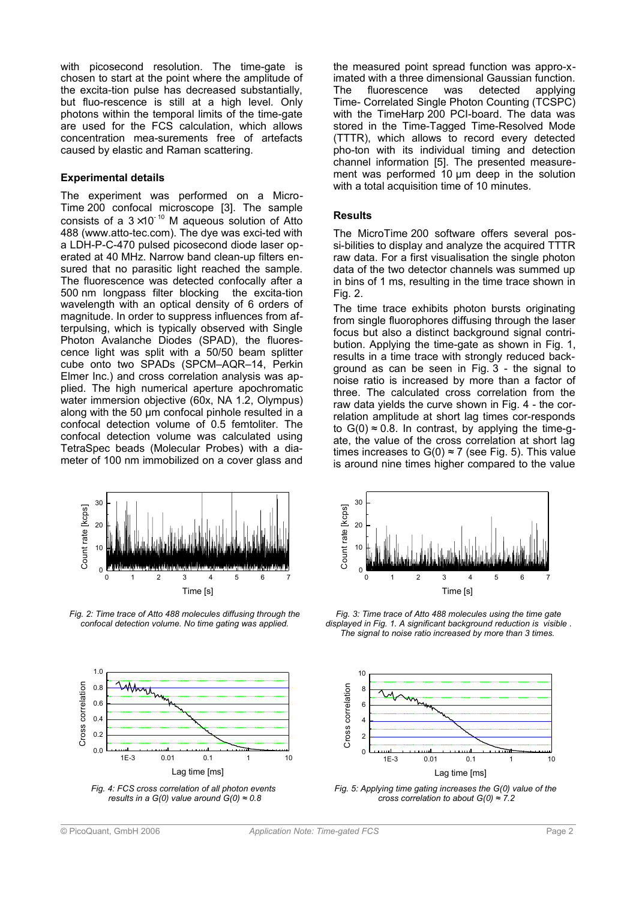with picosecond resolution. The time-gate is chosen to start at the point where the amplitude of the excita-tion pulse has decreased substantially, but fluo-rescence is still at a high level. Only photons within the temporal limits of the time-gate are used for the FCS calculation, which allows concentration mea-surements free of artefacts caused by elastic and Raman scattering.

### Experimental details

The experiment was performed on a Micro-Time 200 confocal microscope [3]. The sample consists of a $3 \times 10^{-10}$ M aqueous solution of Atto 488 (www.atto-tec.com). The dye was exci-ted with a LDH-P-C-470 pulsed picosecond diode laser operated at 40 MHz. Narrow band clean-up filters ensured that no parasitic light reached the sample. The fluorescence was detected confocally after a 500 nm longpass filter blocking the excita-tion wavelength with an optical density of 6 orders of magnitude. In order to suppress influences from afterpulsing, which is typically observed with Single Photon Avalanche Diodes (SPAD), the fluorescence light was split with a 50/50 beam splitter cube onto two SPADs (SPCM–AQR–14, Perkin Elmer Inc.) and cross correlation analysis was applied. The high numerical aperture apochromatic water immersion objective (60x, NA 1.2, Olympus) along with the 50 µm confocal pinhole resulted in a confocal detection volume of 0.5 femtoliter. The confocal detection volume was calculated using TetraSpec beads (Molecular Probes) with a diameter of 100 nm immobilized on a cover glass and the measured point spread function was appro-ximated with a three dimensional Gaussian function. The fluorescence was detected applying Time- Correlated Single Photon Counting (TCSPC) with the TimeHarp 200 PCI-board. The data was stored in the Time-Tagged Time-Resolved Mode (TTTR), which allows to record every detected pho-ton with its individual timing and detection channel information [5]. The presented measurement was performed 10 µm deep in the solution with a total acquisition time of 10 minutes.

### Results

The MicroTime 200 software offers several possi-bilities to display and analyze the acquired TTTR raw data. For a first visualisation the single photon data of the two detector channels was summed up in bins of 1 ms, resulting in the time trace shown in Fig. 2.

The time trace exhibits photon bursts originating from single fluorophores diffusing through the laser focus but also a distinct background signal contribution. Applying the time-gate as shown in Fig. 1, results in a time trace with strongly reduced background as can be seen in Fig. 3 - the signal to noise ratio is increased by more than a factor of three. The calculated cross correlation from the raw data yields the curve shown in Fig. 4 - the correlation amplitude at short lag times cor-responds to $G(0) \approx 0.8$. In contrast, by applying the time-gate, the value of the cross correlation at short lag times increases to $G(0) \approx 7$ (see Fig. 5). This value is around nine times higher compared to the value

*Fig. 2: Time trace of Atto 488 molecules diffusing through the confocal detection volume. No time gating was applied.*

*Fig. 3: Time trace of Atto 488 molecules using the time gate displayed in Fig. 1. A significant background reduction is visible . The signal to noise ratio increased by more than 3 times.*

*Fig. 4: FCS cross correlation of all photon events results in a G(0) value around $G(0) \approx 0.8$*

*Fig. 5: Applying time gating increases the G(0) value of the cross correlation to about $G(0) \approx 7.2$*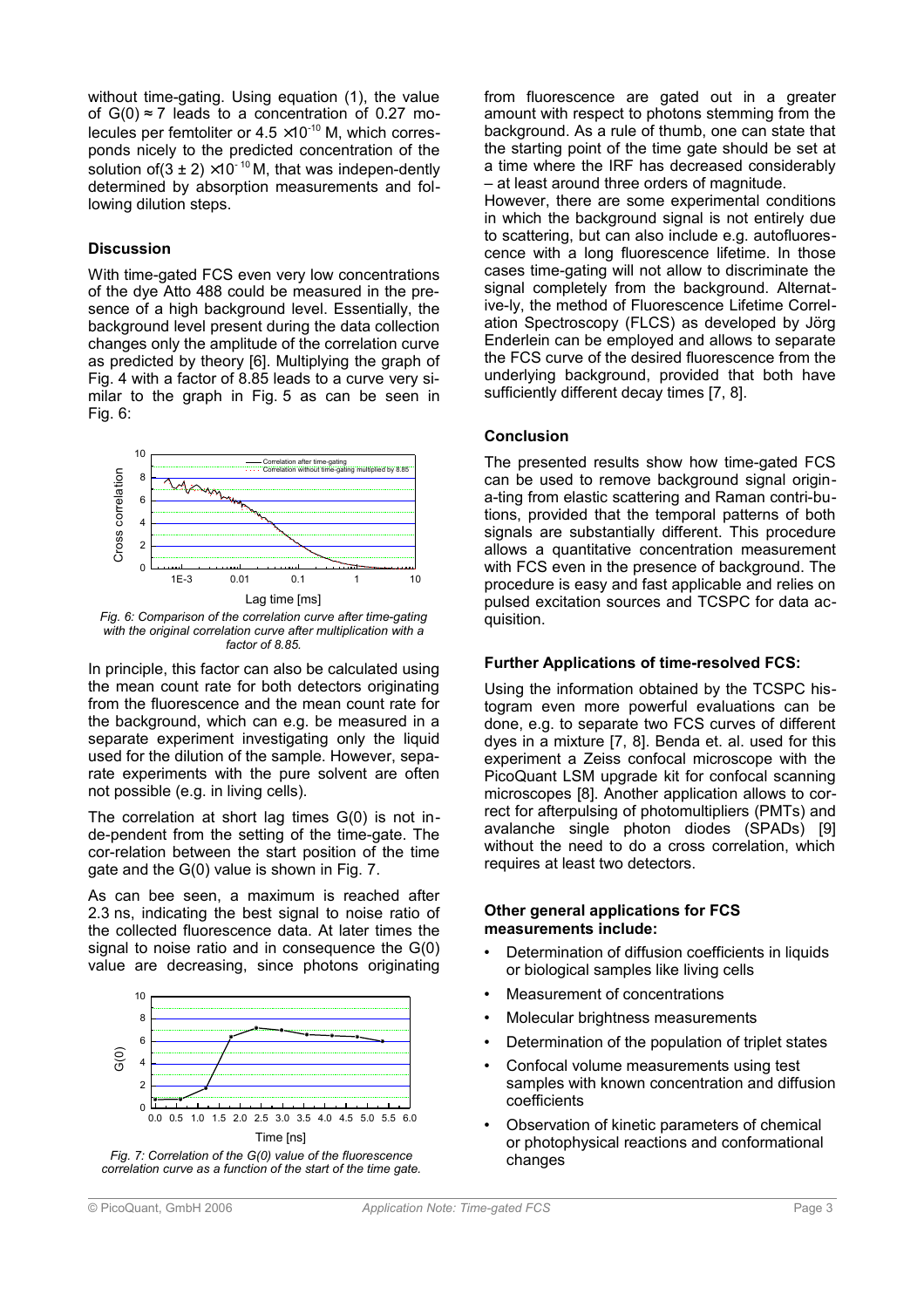without time-gating. Using equation (1), the value of $G(0) \approx 7$ leads to a concentration of 0.27 molecules per femtoliter or $4.5 \times 10^{-10}$ M, which corresponds nicely to the predicted concentration of the solution of $(3 \pm 2) \times 10^{-10}$ M, that was indepen-dently determined by absorption measurements and following dilution steps.

### Discussion

With time-gated FCS even very low concentrations of the dye Atto 488 could be measured in the presence of a high background level. Essentially, the background level present during the data collection changes only the amplitude of the correlation curve as predicted by theory [6]. Multiplying the graph of Fig. 4 with a factor of 8.85 leads to a curve very similar to the graph in Fig. 5 as can be seen in Fig. 6:

*Fig. 6: Comparison of the correlation curve after time-gating with the original correlation curve after multiplication with a factor of 8.85.*

In principle, this factor can also be calculated using the mean count rate for both detectors originating from the fluorescence and the mean count rate for the background, which can e.g. be measured in a separate experiment investigating only the liquid used for the dilution of the sample. However, separate experiments with the pure solvent are often not possible (e.g. in living cells).

The correlation at short lag times G(0) is not inde-pendent from the setting of the time-gate. The cor-relation between the start position of the time gate and the G(0) value is shown in Fig. 7.

As can bee seen, a maximum is reached after 2.3 ns, indicating the best signal to noise ratio of the collected fluorescence data. At later times the signal to noise ratio and in consequence the G(0) value are decreasing, since photons originating from fluorescence are gated out in a greater amount with respect to photons stemming from the background. As a rule of thumb, one can state that the starting point of the time gate should be set at a time where the IRF has decreased considerably – at least around three orders of magnitude.

*Fig. 7: Correlation of the G(0) value of the fluorescence correlation curve as a function of the start of the time gate.*

However, there are some experimental conditions in which the background signal is not entirely due to scattering, but can also include e.g. autofluorescence with a long fluorescence lifetime. In those cases time-gating will not allow to discriminate the signal completely from the background. Alternative-ly, the method of Fluorescence Lifetime Correlation Spectroscopy (FLCS) as developed by Jörg Enderlein can be employed and allows to separate the FCS curve of the desired fluorescence from the underlying background, provided that both have sufficiently different decay times [7, 8].

### Conclusion

The presented results show how time-gated FCS can be used to remove background signal origin-a-ting from elastic scattering and Raman contri-bu-tions, provided that the temporal patterns of both signals are substantially different. This procedure allows a quantitative concentration measurement with FCS even in the presence of background. The procedure is easy and fast applicable and relies on pulsed excitation sources and TCSPC for data acquisition.

### Further Applications of time-resolved FCS:

Using the information obtained by the TCSPC histogram even more powerful evaluations can be done, e.g. to separate two FCS curves of different dyes in a mixture [7, 8]. Benda et. al. used for this experiment a Zeiss confocal microscope with the PicoQuant LSM upgrade kit for confocal scanning microscopes [8]. Another application allows to correct for afterpulsing of photomultipliers (PMTs) and avalanche single photon diodes (SPADs) [9] without the need to do a cross correlation, which requires at least two detectors.

### Other general applications for FCS measurements include:

- Determination of diffusion coefficients in liquids or biological samples like living cells
- Measurement of concentrations
- Molecular brightness measurements
- Determination of the population of triplet states
- Confocal volume measurements using test samples with known concentration and diffusion coefficients
- Observation of kinetic parameters of chemical or photophysical reactions and conformational changes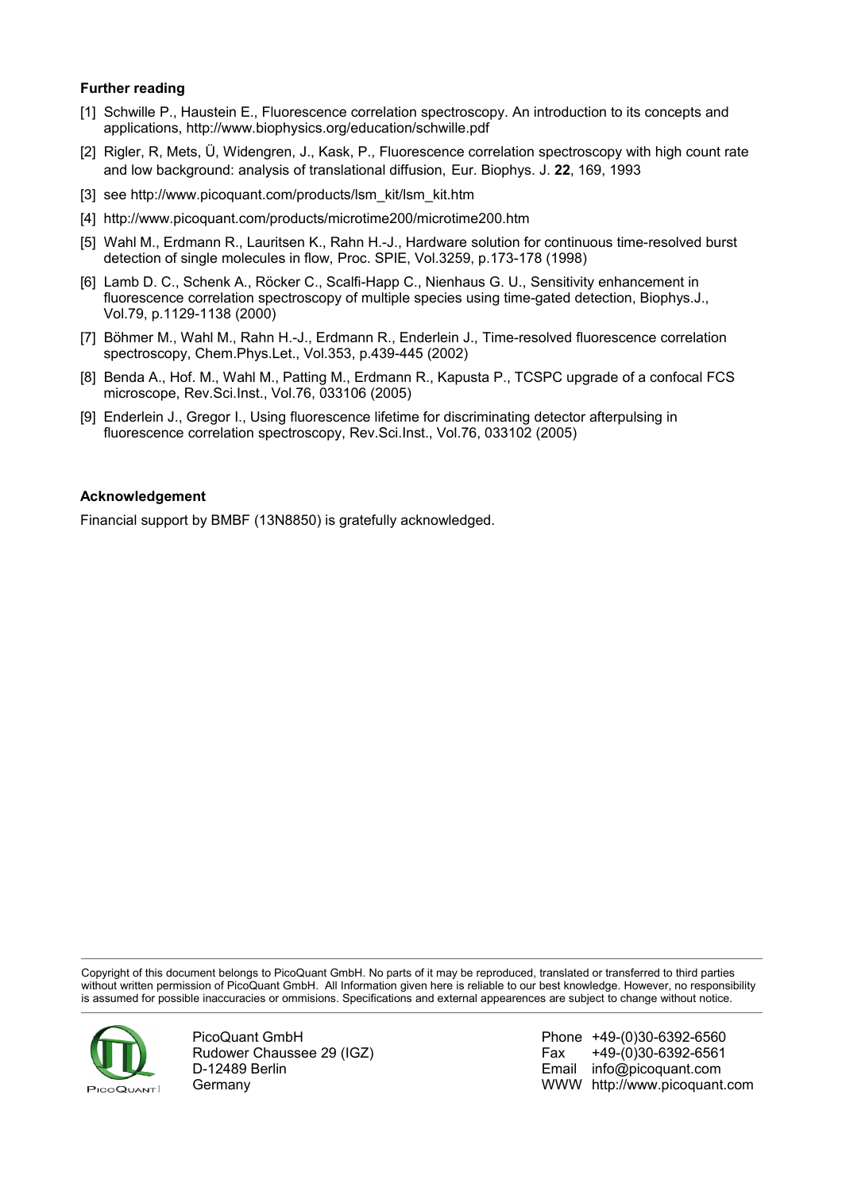**Further reading**

[1] Schwille P., Haustein E., Fluorescence correlation spectroscopy. An introduction to its concepts and applications, http://www.biophysics.org/education/schwille.pdf

[2] Rigler, R, Mets, Ü, Widengren, J., Kask, P., Fluorescence correlation spectroscopy with high count rate and low background: analysis of translational diffusion, Eur. Biophys. J. **22**, 169, 1993

[3] see http://www.picoquant.com/products/lsm_kit/lsm_kit.htm

[4] http://www.picoquant.com/products/microtime200/microtime200.htm

[5] Wahl M., Erdmann R., Lauritsen K., Rahn H.-J., Hardware solution for continuous time-resolved burst detection of single molecules in flow, Proc. SPIE, Vol.3259, p.173-178 (1998)

[6] Lamb D. C., Schenk A., Röcker C., Scalfi-Happ C., Nienhaus G. U., Sensitivity enhancement in fluorescence correlation spectroscopy of multiple species using time-gated detection, Biophys.J., Vol.79, p.1129-1138 (2000)

[7] Böhmer M., Wahl M., Rahn H.-J., Erdmann R., Enderlein J., Time-resolved fluorescence correlation spectroscopy, Chem.Phys.Let., Vol.353, p.439-445 (2002)

[8] Benda A., Hof. M., Wahl M., Patting M., Erdmann R., Kapusta P., TCSPC upgrade of a confocal FCS microscope, Rev.Sci.Inst., Vol.76, 033106 (2005)

[9] Enderlein J., Gregor I., Using fluorescence lifetime for discriminating detector afterpulsing in fluorescence correlation spectroscopy, Rev.Sci.Inst., Vol.76, 033102 (2005)

**Acknowledgement**

Financial support by BMBF (13N8850) is gratefully acknowledged.

Copyright of this document belongs to PicoQuant GmbH. No parts of it may be reproduced, translated or transferred to third parties without written permission of PicoQuant GmbH. All Information given here is reliable to our best knowledge. However, no responsibility is assumed for possible inaccuracies or ommisions. Specifications and external appearences are subject to change without notice.

PicoQuant GmbH
Rudower Chaussee 29 (IGZ)
D-12489 Berlin
Germany

Phone +49-(0)30-6392-6560
Fax +49-(0)30-6392-6561
Email info@picoquant.com
WWW http://www.picoquant.com